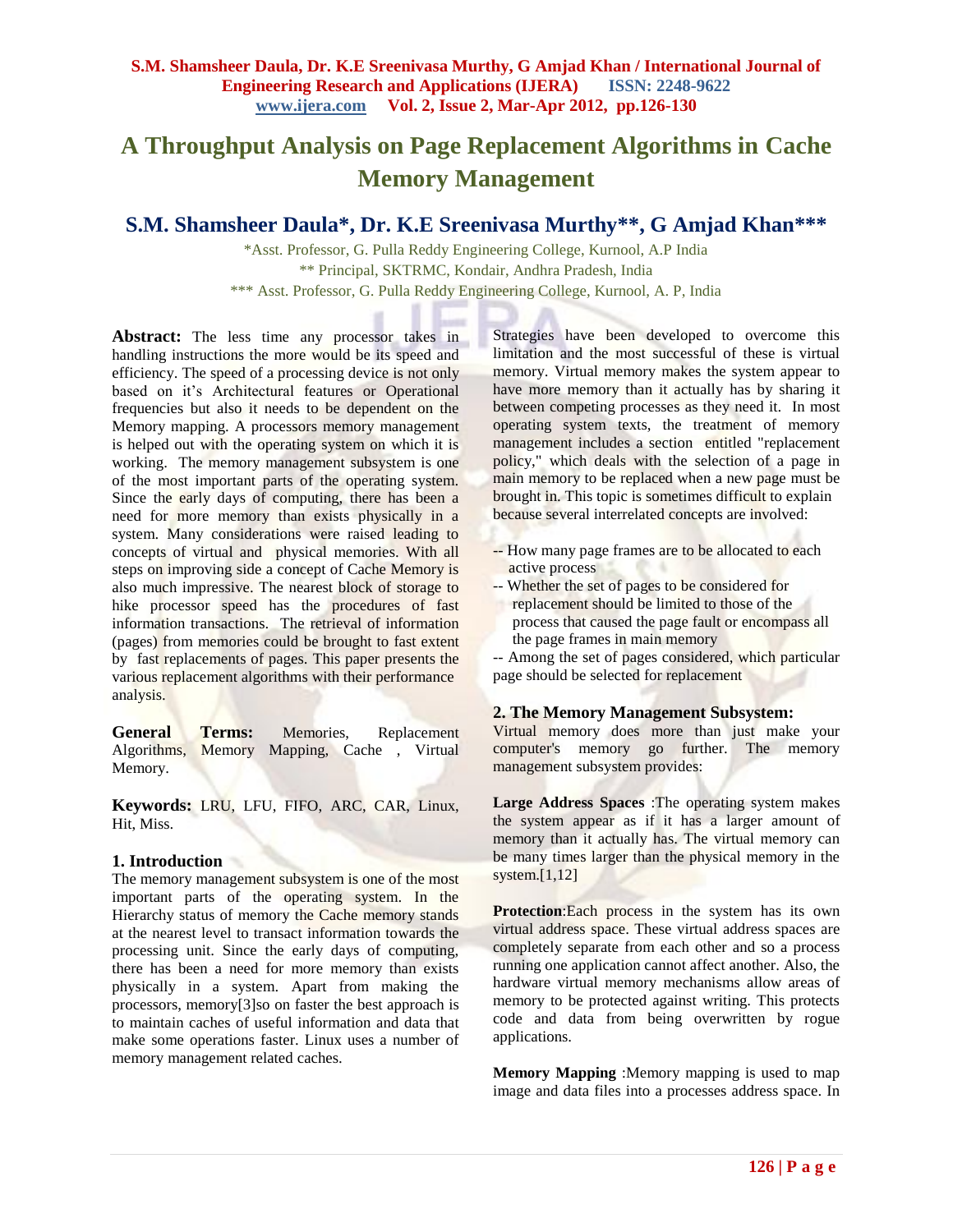# A Throughput Analysis on Page Replacement Algorithms in Cache Memory Management

**S.M. Shamsheer Daula*, Dr. K.E Sreenivasa Murthy**, G Amjad Khan*****

*Asst. Professor, G. Pulla Reddy Engineering College, Kurnool, A.P India
** Principal, SKTRMC, Kondair, Andhra Pradesh, India
*** Asst. Professor, G. Pulla Reddy Engineering College, Kurnool, A. P, India

**Abstract:** The less time any processor takes in handling instructions the more would be its speed and efficiency. The speed of a processing device is not only based on it's Architectural features or Operational frequencies but also it needs to be dependent on the Memory mapping. A processors memory management is helped out with the operating system on which it is working. The memory management subsystem is one of the most important parts of the operating system. Since the early days of computing, there has been a need for more memory than exists physically in a system. Many considerations were raised leading to concepts of virtual and physical memories. With all steps on improving side a concept of Cache Memory is also much impressive. The nearest block of storage to hike processor speed has the procedures of fast information transactions. The retrieval of information (pages) from memories could be brought to fast extent by fast replacements of pages. This paper presents the various replacement algorithms with their performance analysis.

**General Terms:** Memories, Replacement Algorithms, Memory Mapping, Cache , Virtual Memory.

**Keywords:** LRU, LFU, FIFO, ARC, CAR, Linux, Hit, Miss.

## 1. Introduction

The memory management subsystem is one of the most important parts of the operating system. In the Hierarchy status of memory the Cache memory stands at the nearest level to transact information towards the processing unit. Since the early days of computing, there has been a need for more memory than exists physically in a system. Apart from making the processors, memory[3]so on faster the best approach is to maintain caches of useful information and data that make some operations faster. Linux uses a number of memory management related caches.

Strategies have been developed to overcome this limitation and the most successful of these is virtual memory. Virtual memory makes the system appear to have more memory than it actually has by sharing it between competing processes as they need it. In most operating system texts, the treatment of memory management includes a section entitled "replacement policy," which deals with the selection of a page in main memory to be replaced when a new page must be brought in. This topic is sometimes difficult to explain because several interrelated concepts are involved:

-- How many page frames are to be allocated to each active process
-- Whether the set of pages to be considered for replacement should be limited to those of the process that caused the page fault or encompass all the page frames in main memory
-- Among the set of pages considered, which particular page should be selected for replacement

## 2. The Memory Management Subsystem:

Virtual memory does more than just make your computer's memory go further. The memory management subsystem provides:

**Large Address Spaces** :The operating system makes the system appear as if it has a larger amount of memory than it actually has. The virtual memory can be many times larger than the physical memory in the system.[1,12]

**Protection**:Each process in the system has its own virtual address space. These virtual address spaces are completely separate from each other and so a process running one application cannot affect another. Also, the hardware virtual memory mechanisms allow areas of memory to be protected against writing. This protects code and data from being overwritten by rogue applications.

**Memory Mapping** :Memory mapping is used to map image and data files into a processes address space. In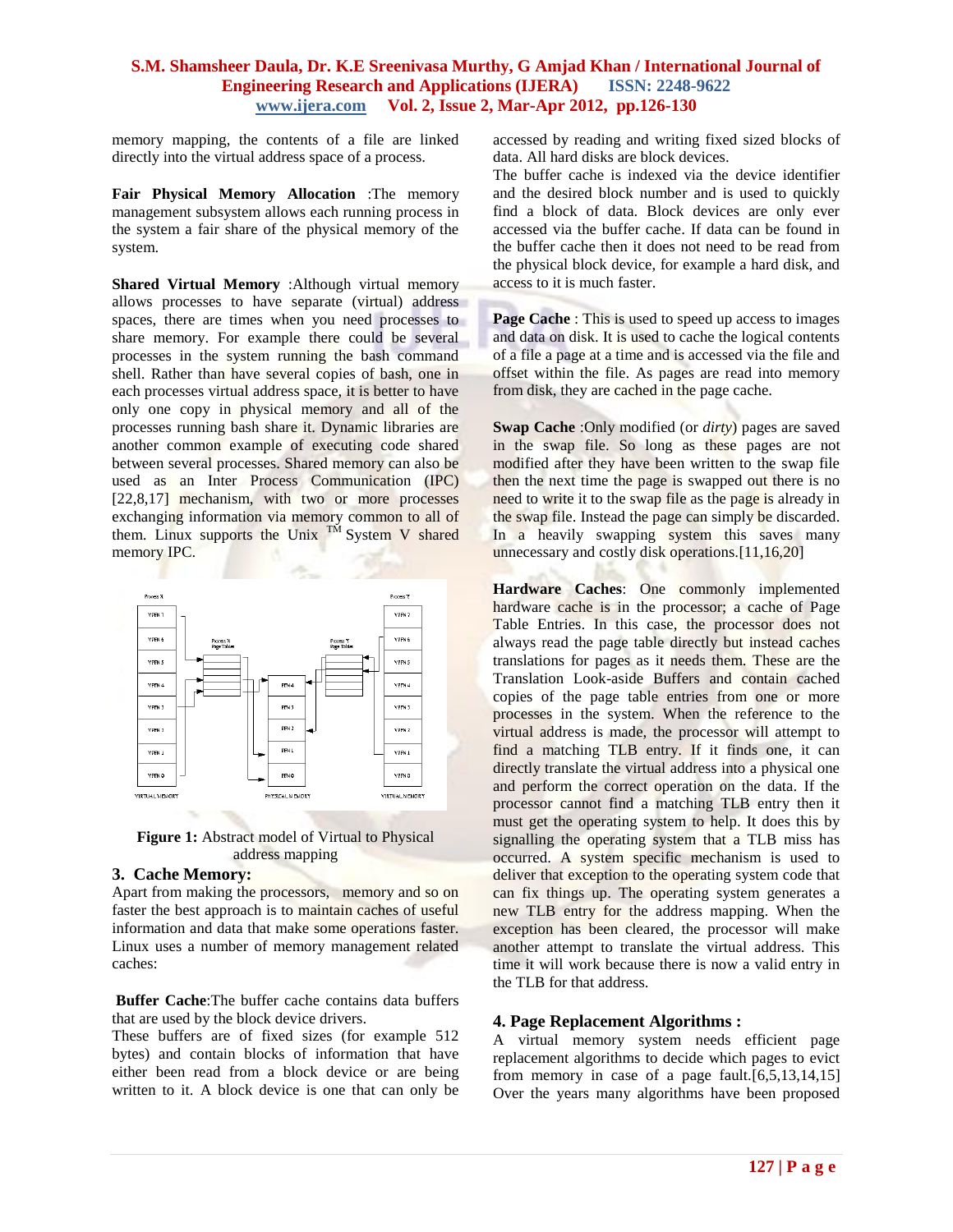memory mapping, the contents of a file are linked directly into the virtual address space of a process.

**Fair Physical Memory Allocation** :The memory management subsystem allows each running process in the system a fair share of the physical memory of the system.

**Shared Virtual Memory** :Although virtual memory allows processes to have separate (virtual) address spaces, there are times when you need processes to share memory. For example there could be several processes in the system running the bash command shell. Rather than have several copies of bash, one in each processes virtual address space, it is better to have only one copy in physical memory and all of the processes running bash share it. Dynamic libraries are another common example of executing code shared between several processes. Shared memory can also be used as an Inter Process Communication (IPC) [22,8,17] mechanism, with two or more processes exchanging information via memory common to all of them. Linux supports the Unix ™ System V shared memory IPC.

**Figure 1:** Abstract model of Virtual to Physical address mapping

## 3. Cache Memory:

Apart from making the processors, memory and so on faster the best approach is to maintain caches of useful information and data that make some operations faster. Linux uses a number of memory management related caches:

**Buffer Cache**:The buffer cache contains data buffers that are used by the block device drivers.
These buffers are of fixed sizes (for example 512 bytes) and contain blocks of information that have either been read from a block device or are being written to it. A block device is one that can only be accessed by reading and writing fixed sized blocks of data. All hard disks are block devices.
The buffer cache is indexed via the device identifier and the desired block number and is used to quickly find a block of data. Block devices are only ever accessed via the buffer cache. If data can be found in the buffer cache then it does not need to be read from the physical block device, for example a hard disk, and access to it is much faster.

**Page Cache** : This is used to speed up access to images and data on disk. It is used to cache the logical contents of a file a page at a time and is accessed via the file and offset within the file. As pages are read into memory from disk, they are cached in the page cache.

**Swap Cache** :Only modified (or *dirty*) pages are saved in the swap file. So long as these pages are not modified after they have been written to the swap file then the next time the page is swapped out there is no need to write it to the swap file as the page is already in the swap file. Instead the page can simply be discarded. In a heavily swapping system this saves many unnecessary and costly disk operations.[11,16,20]

**Hardware Caches**: One commonly implemented hardware cache is in the processor; a cache of Page Table Entries. In this case, the processor does not always read the page table directly but instead caches translations for pages as it needs them. These are the Translation Look-aside Buffers and contain cached copies of the page table entries from one or more processes in the system. When the reference to the virtual address is made, the processor will attempt to find a matching TLB entry. If it finds one, it can directly translate the virtual address into a physical one and perform the correct operation on the data. If the processor cannot find a matching TLB entry then it must get the operating system to help. It does this by signalling the operating system that a TLB miss has occurred. A system specific mechanism is used to deliver that exception to the operating system code that can fix things up. The operating system generates a new TLB entry for the address mapping. When the exception has been cleared, the processor will make another attempt to translate the virtual address. This time it will work because there is now a valid entry in the TLB for that address.

## 4. Page Replacement Algorithms :

A virtual memory system needs efficient page replacement algorithms to decide which pages to evict from memory in case of a page fault.[6,5,13,14,15] Over the years many algorithms have been proposed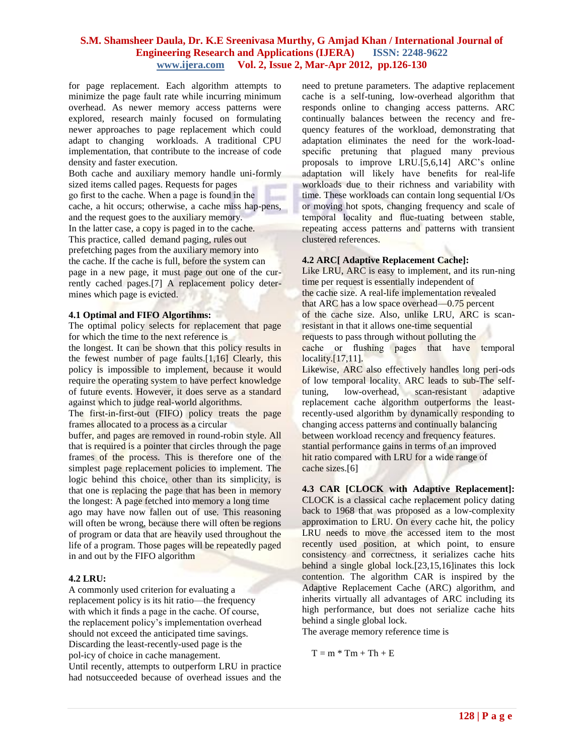for page replacement. Each algorithm attempts to minimize the page fault rate while incurring minimum overhead. As newer memory access patterns were explored, research mainly focused on formulating newer approaches to page replacement which could adapt to changing workloads. A traditional CPU implementation, that contribute to the increase of code density and faster execution.

Both cache and auxiliary memory handle uni-formly sized items called pages. Requests for pages go first to the cache. When a page is found in the cache, a hit occurs; otherwise, a cache miss hap-pens, and the request goes to the auxiliary memory. In the latter case, a copy is paged in to the cache. This practice, called demand paging, rules out prefetching pages from the auxiliary memory into the cache. If the cache is full, before the system can page in a new page, it must page out one of the cur-rently cached pages.[7] A replacement policy deter-mines which page is evicted.

### 4.1 Optimal and FIFO Algortihms:

The optimal policy selects for replacement that page for which the time to the next reference is the longest. It can be shown that this policy results in the fewest number of page faults.[1,16] Clearly, this policy is impossible to implement, because it would require the operating system to have perfect knowledge of future events. However, it does serve as a standard against which to judge real-world algorithms.

The first-in-first-out (FIFO) policy treats the page frames allocated to a process as a circular buffer, and pages are removed in round-robin style. All that is required is a pointer that circles through the page frames of the process. This is therefore one of the simplest page replacement policies to implement. The logic behind this choice, other than its simplicity, is that one is replacing the page that has been in memory the longest: A page fetched into memory a long time ago may have now fallen out of use. This reasoning will often be wrong, because there will often be regions of program or data that are heavily used throughout the life of a program. Those pages will be repeatedly paged in and out by the FIFO algorithm

### 4.2 LRU:

A commonly used criterion for evaluating a replacement policy is its hit ratio—the frequency with which it finds a page in the cache. Of course, the replacement policy's implementation overhead should not exceed the anticipated time savings. Discarding the least-recently-used page is the pol-icy of choice in cache management.

Until recently, attempts to outperform LRU in practice had notsucceeded because of overhead issues and the need to pretune parameters. The adaptive replacement cache is a self-tuning, low-overhead algorithm that responds online to changing access patterns. ARC continually balances between the recency and fre-quency features of the workload, demonstrating that adaptation eliminates the need for the work-load-specific pretuning that plagued many previous proposals to improve LRU.[5,6,14] ARC's online adaptation will likely have benefits for real-life workloads due to their richness and variability with time. These workloads can contain long sequential I/Os or moving hot spots, changing frequency and scale of temporal locality and fluc-tuating between stable, repeating access patterns and patterns with transient clustered references.

### 4.2 ARC[ Adaptive Replacement Cache]:

Like LRU, ARC is easy to implement, and its run-ning time per request is essentially independent of the cache size. A real-life implementation revealed that ARC has a low space overhead—0.75 percent of the cache size. Also, unlike LRU, ARC is scan-resistant in that it allows one-time sequential requests to pass through without polluting the cache or flushing pages that have temporal locality.[17,11].

Likewise, ARC also effectively handles long peri-ods of low temporal locality. ARC leads to sub-The self-tuning, low-overhead, scan-resistant adaptive replacement cache algorithm outperforms the least-recently-used algorithm by dynamically responding to changing access patterns and continually balancing between workload recency and frequency features. stantial performance gains in terms of an improved hit ratio compared with LRU for a wide range of cache sizes.[6]

### 4.3 CAR [CLOCK with Adaptive Replacement]:

CLOCK is a classical cache replacement policy dating back to 1968 that was proposed as a low-complexity approximation to LRU. On every cache hit, the policy LRU needs to move the accessed item to the most recently used position, at which point, to ensure consistency and correctness, it serializes cache hits behind a single global lock.[23,15,16]inates this lock contention. The algorithm CAR is inspired by the Adaptive Replacement Cache (ARC) algorithm, and inherits virtually all advantages of ARC including its high performance, but does not serialize cache hits behind a single global lock.

The average memory reference time is

$$T = m * Tm + Th + E$$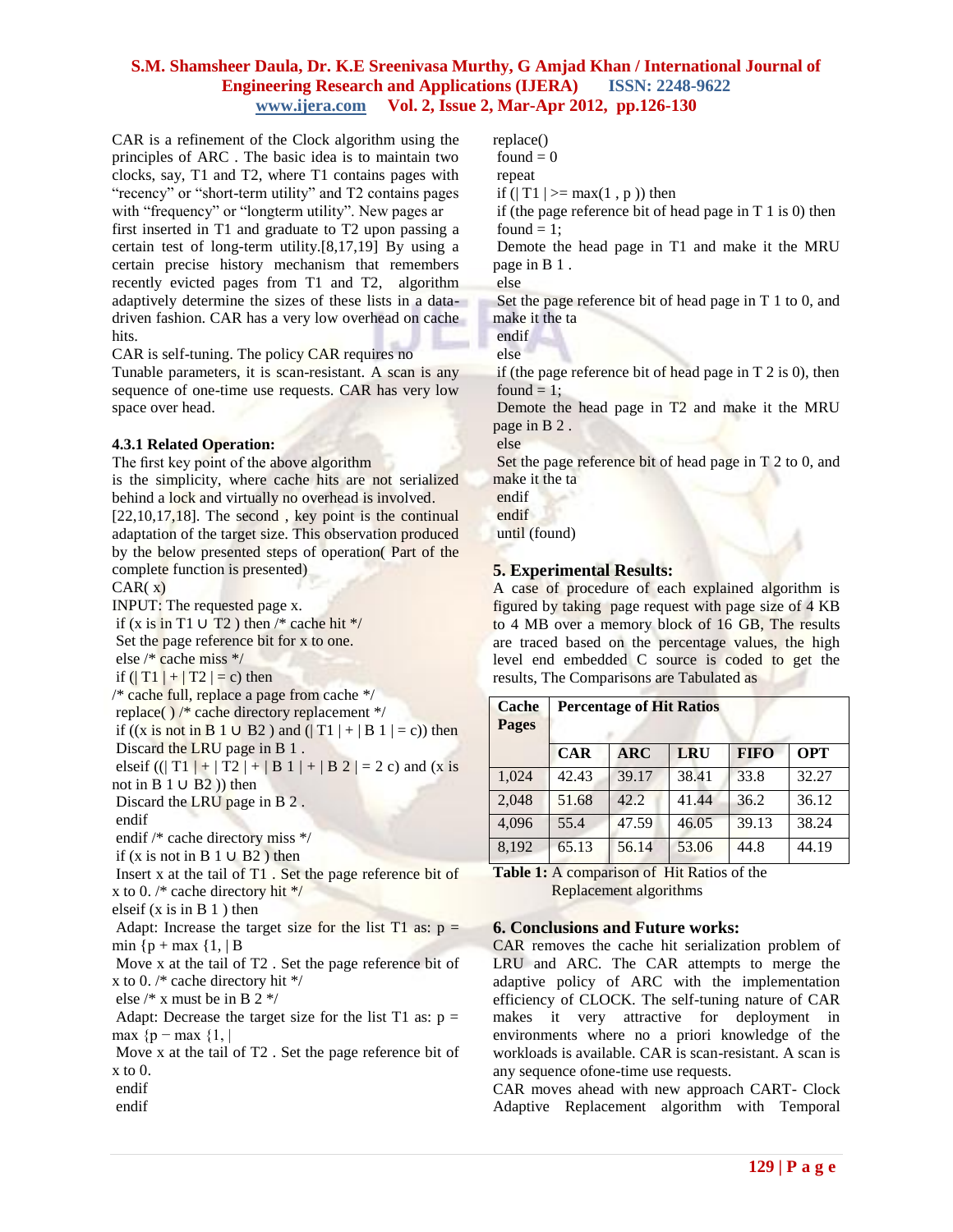CAR is a refinement of the Clock algorithm using the principles of ARC . The basic idea is to maintain two clocks, say, T1 and T2, where T1 contains pages with "recency" or "short-term utility" and T2 contains pages with "frequency" or "longterm utility". New pages ar first inserted in T1 and graduate to T2 upon passing a certain test of long-term utility.[8,17,19] By using a certain precise history mechanism that remembers recently evicted pages from T1 and T2, algorithm adaptively determine the sizes of these lists in a data-driven fashion. CAR has a very low overhead on cache hits.

CAR is self-tuning. The policy CAR requires no Tunable parameters, it is scan-resistant. A scan is any sequence of one-time use requests. CAR has very low space over head.

### 4.3.1 Related Operation:

The first key point of the above algorithm is the simplicity, where cache hits are not serialized behind a lock and virtually no overhead is involved. [22,10,17,18]. The second , key point is the continual adaptation of the target size. This observation produced by the below presented steps of operation( Part of the complete function is presented)

```
CAR( x)
INPUT: The requested page x.
 if (x is in T1 ∪ T2 ) then /* cache hit */
 Set the page reference bit for x to one.
 else /* cache miss */
 if (| T1 | + | T2 | = c) then
/* cache full, replace a page from cache */
 replace( ) /* cache directory replacement */
 if ((x is not in B 1 ∪ B2 ) and (| T1 | + | B 1 | = c)) then
 Discard the LRU page in B 1 .
 elseif ((| T1 | + | T2 | + | B 1 | + | B 2 | = 2 c) and (x is not in B 1 ∪ B2 )) then
 Discard the LRU page in B 2 .
 endif
 endif /* cache directory miss */
 if (x is not in B 1 ∪ B2 ) then
 Insert x at the tail of T1 . Set the page reference bit of x to 0. /* cache directory hit */
elseif (x is in B 1 ) then
 Adapt: Increase the target size for the list T1 as: p = min {p + max {1, | B
 Move x at the tail of T2 . Set the page reference bit of x to 0. /* cache directory hit */
 else /* x must be in B 2 */
 Adapt: Decrease the target size for the list T1 as: p = max {p − max {1, |
 Move x at the tail of T2 . Set the page reference bit of x to 0.
 endif
 endif
```

```
replace()
 found = 0
 repeat
 if (| T1 | >= max(1 , p )) then
 if (the page reference bit of head page in T 1 is 0) then
 found = 1;
 Demote the head page in T1 and make it the MRU page in B 1 .
 else
 Set the page reference bit of head page in T 1 to 0, and make it the ta
 endif
 else
 if (the page reference bit of head page in T 2 is 0), then
 found = 1;
 Demote the head page in T2 and make it the MRU page in B 2 .
 else
 Set the page reference bit of head page in T 2 to 0, and make it the ta
 endif
 endif
 until (found)
```

## 5. Experimental Results:

A case of procedure of each explained algorithm is figured by taking page request with page size of 4 KB to 4 MB over a memory block of 16 GB, The results are traced based on the percentage values, the high level end embedded C source is coded to get the results, The Comparisons are Tabulated as

| Cache Pages | Percentage of Hit Ratios | | | | |
|---|---|---|---|---|---|
| | **CAR** | **ARC** | **LRU** | **FIFO** | **OPT** |
| 1,024 | 42.43 | 39.17 | 38.41 | 33.8 | 32.27 |
| 2,048 | 51.68 | 42.2 | 41.44 | 36.2 | 36.12 |
| 4,096 | 55.4 | 47.59 | 46.05 | 39.13 | 38.24 |
| 8,192 | 65.13 | 56.14 | 53.06 | 44.8 | 44.19 |

**Table 1:** A comparison of Hit Ratios of the Replacement algorithms

## 6. Conclusions and Future works:

CAR removes the cache hit serialization problem of LRU and ARC. The CAR attempts to merge the adaptive policy of ARC with the implementation efficiency of CLOCK. The self-tuning nature of CAR makes it very attractive for deployment in environments where no a priori knowledge of the workloads is available. CAR is scan-resistant. A scan is any sequence ofone-time use requests.

CAR moves ahead with new approach CART- Clock Adaptive Replacement algorithm with Temporal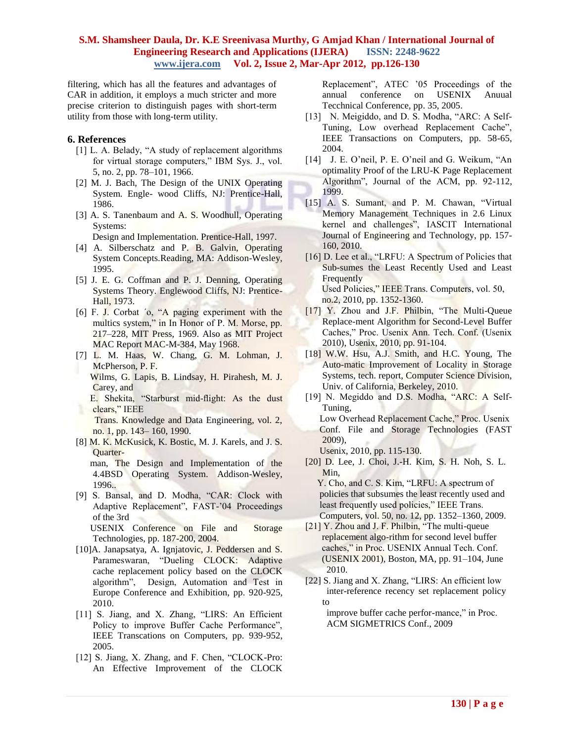filtering, which has all the features and advantages of CAR in addition, it employs a much stricter and more precise criterion to distinguish pages with short-term utility from those with long-term utility.

## 6. References

[1] L. A. Belady, "A study of replacement algorithms for virtual storage computers," IBM Sys. J., vol. 5, no. 2, pp. 78–101, 1966.

[2] M. J. Bach, The Design of the UNIX Operating System. Engle- wood Cliffs, NJ: Prentice-Hall, 1986.

[3] A. S. Tanenbaum and A. S. Woodhull, Operating Systems:
Design and Implementation. Prentice-Hall, 1997.

[4] A. Silberschatz and P. B. Galvin, Operating System Concepts.Reading, MA: Addison-Wesley, 1995.

[5] J. E. G. Coffman and P. J. Denning, Operating Systems Theory. Englewood Cliffs, NJ: Prentice-Hall, 1973.

[6] F. J. Corbat ´o, "A paging experiment with the multics system," in In Honor of P. M. Morse, pp. 217–228, MIT Press, 1969. Also as MIT Project MAC Report MAC-M-384, May 1968.

[7] L. M. Haas, W. Chang, G. M. Lohman, J. McPherson, P. F.
Wilms, G. Lapis, B. Lindsay, H. Pirahesh, M. J. Carey, and
E. Shekita, "Starburst mid-flight: As the dust clears," IEEE
Trans. Knowledge and Data Engineering, vol. 2, no. 1, pp. 143– 160, 1990.

[8] M. K. McKusick, K. Bostic, M. J. Karels, and J. S. Quarter-
man, The Design and Implementation of the 4.4BSD Operating System. Addison-Wesley, 1996..

[9] S. Bansal, and D. Modha, "CAR: Clock with Adaptive Replacement", FAST-'04 Proceedings of the 3rd
USENIX Conference on File and Storage Technologies, pp. 187-200, 2004.

[10]A. Janapsatya, A. Ignjatovic, J. Peddersen and S. Parameswaran, "Dueling CLOCK: Adaptive cache replacement policy based on the CLOCK algorithm", Design, Automation and Test in Europe Conference and Exhibition, pp. 920-925, 2010.

[11] S. Jiang, and X. Zhang, "LIRS: An Efficient Policy to improve Buffer Cache Performance", IEEE Transcations on Computers, pp. 939-952, 2005.

[12] S. Jiang, X. Zhang, and F. Chen, "CLOCK-Pro: An Effective Improvement of the CLOCK Replacement", ATEC '05 Proceedings of the annual conference on USENIX Anuual Tecchnical Conference, pp. 35, 2005.

[13] N. Meigiddo, and D. S. Modha, "ARC: A Self-Tuning, Low overhead Replacement Cache", IEEE Transactions on Computers, pp. 58-65, 2004.

[14] J. E. O'neil, P. E. O'neil and G. Weikum, "An optimality Proof of the LRU-K Page Replacement Algorithm", Journal of the ACM, pp. 92-112, 1999.

[15] A. S. Sumant, and P. M. Chawan, "Virtual Memory Management Techniques in 2.6 Linux kernel and challenges", IASCIT International Journal of Engineering and Technology, pp. 157-160, 2010.

[16] D. Lee et al., "LRFU: A Spectrum of Policies that Sub-sumes the Least Recently Used and Least Frequently
Used Policies," IEEE Trans. Computers, vol. 50, no.2, 2010, pp. 1352-1360.

[17] Y. Zhou and J.F. Philbin, "The Multi-Queue Replace-ment Algorithm for Second-Level Buffer Caches," Proc. Usenix Ann. Tech. Conf. (Usenix 2010), Usenix, 2010, pp. 91-104.

[18] W.W. Hsu, A.J. Smith, and H.C. Young, The Auto-matic Improvement of Locality in Storage Systems, tech. report, Computer Science Division, Univ. of California, Berkeley, 2010.

[19] N. Megiddo and D.S. Modha, "ARC: A Self-Tuning,
Low Overhead Replacement Cache," Proc. Usenix Conf. File and Storage Technologies (FAST 2009),
Usenix, 2010, pp. 115-130.

[20] D. Lee, J. Choi, J.-H. Kim, S. H. Noh, S. L. Min,
Y. Cho, and C. S. Kim, "LRFU: A spectrum of policies that subsumes the least recently used and least frequently used policies," IEEE Trans. Computers, vol. 50, no. 12, pp. 1352–1360, 2009.

[21] Y. Zhou and J. F. Philbin, "The multi-queue replacement algo-rithm for second level buffer caches," in Proc. USENIX Annual Tech. Conf. (USENIX 2001), Boston, MA, pp. 91–104, June 2010.

[22] S. Jiang and X. Zhang, "LIRS: An efficient low inter-reference recency set replacement policy to
improve buffer cache perfor-mance," in Proc. ACM SIGMETRICS Conf., 2009